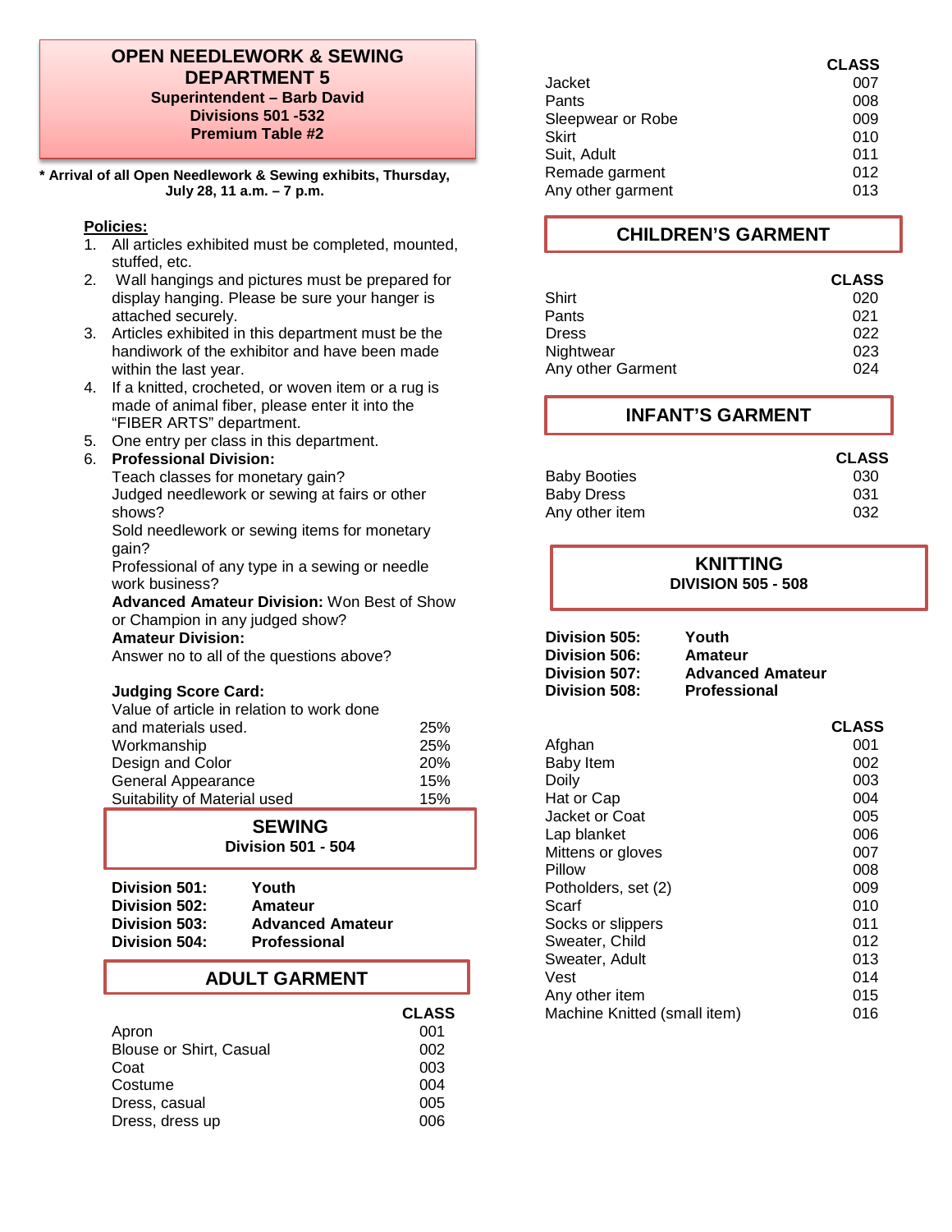# OPEN NEEDLEWORK & SEWING DEPARTMENT 5

**Superintendent – Barb David**
**Divisions 501 -532**
**Premium Table #2**

**\* Arrival of all Open Needlework & Sewing exhibits, Thursday, July 28, 11 a.m. – 7 p.m.**

**Policies:**

1. All articles exhibited must be completed, mounted, stuffed, etc.
2. Wall hangings and pictures must be prepared for display hanging. Please be sure your hanger is attached securely.
3. Articles exhibited in this department must be the handiwork of the exhibitor and have been made within the last year.
4. If a knitted, crocheted, or woven item or a rug is made of animal fiber, please enter it into the "FIBER ARTS" department.
5. One entry per class in this department.
6. **Professional Division:**
   Teach classes for monetary gain?
   Judged needlework or sewing at fairs or other shows?
   Sold needlework or sewing items for monetary gain?
   Professional of any type in a sewing or needle work business?
   **Advanced Amateur Division:** Won Best of Show or Champion in any judged show?
   **Amateur Division:**
   Answer no to all of the questions above?

**Judging Score Card:**

| | |
|---|---|
| Value of article in relation to work done and materials used. | 25% |
| Workmanship | 25% |
| Design and Color | 20% |
| General Appearance | 15% |
| Suitability of Material used | 15% |

## SEWING
**Division 501 - 504**

| | |
|---|---|
| **Division 501:** | **Youth** |
| **Division 502:** | **Amateur** |
| **Division 503:** | **Advanced Amateur** |
| **Division 504:** | **Professional** |

### ADULT GARMENT

| | CLASS |
|---|---|
| Apron | 001 |
| Blouse or Shirt, Casual | 002 |
| Coat | 003 |
| Costume | 004 |
| Dress, casual | 005 |
| Dress, dress up | 006 |
| Jacket | 007 |
| Pants | 008 |
| Sleepwear or Robe | 009 |
| Skirt | 010 |
| Suit, Adult | 011 |
| Remade garment | 012 |
| Any other garment | 013 |

### CHILDREN'S GARMENT

| | CLASS |
|---|---|
| Shirt | 020 |
| Pants | 021 |
| Dress | 022 |
| Nightwear | 023 |
| Any other Garment | 024 |

### INFANT'S GARMENT

| | CLASS |
|---|---|
| Baby Booties | 030 |
| Baby Dress | 031 |
| Any other item | 032 |

## KNITTING
**DIVISION 505 - 508**

| | |
|---|---|
| **Division 505:** | **Youth** |
| **Division 506:** | **Amateur** |
| **Division 507:** | **Advanced Amateur** |
| **Division 508:** | **Professional** |

| | CLASS |
|---|---|
| Afghan | 001 |
| Baby Item | 002 |
| Doily | 003 |
| Hat or Cap | 004 |
| Jacket or Coat | 005 |
| Lap blanket | 006 |
| Mittens or gloves | 007 |
| Pillow | 008 |
| Potholders, set (2) | 009 |
| Scarf | 010 |
| Socks or slippers | 011 |
| Sweater, Child | 012 |
| Sweater, Adult | 013 |
| Vest | 014 |
| Any other item | 015 |
| Machine Knitted (small item) | 016 |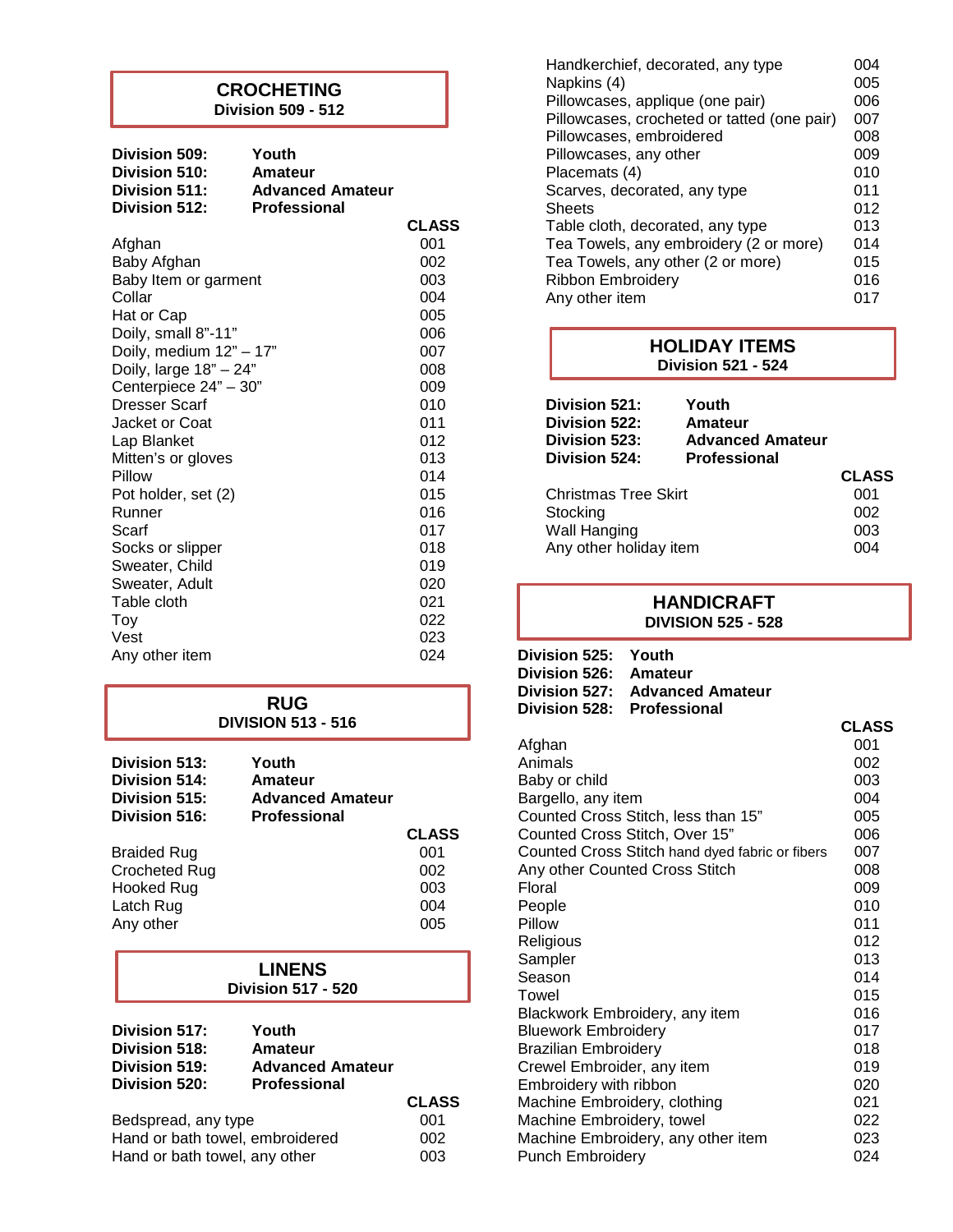## CROCHETING
### Division 509 - 512

| | |
|---|---|
| **Division 509:** | **Youth** |
| **Division 510:** | **Amateur** |
| **Division 511:** | **Advanced Amateur** |
| **Division 512:** | **Professional** |

| | CLASS |
|---|---|
| Afghan | 001 |
| Baby Afghan | 002 |
| Baby Item or garment | 003 |
| Collar | 004 |
| Hat or Cap | 005 |
| Doily, small 8"-11" | 006 |
| Doily, medium 12" – 17" | 007 |
| Doily, large 18" – 24" | 008 |
| Centerpiece 24" – 30" | 009 |
| Dresser Scarf | 010 |
| Jacket or Coat | 011 |
| Lap Blanket | 012 |
| Mitten's or gloves | 013 |
| Pillow | 014 |
| Pot holder, set (2) | 015 |
| Runner | 016 |
| Scarf | 017 |
| Socks or slipper | 018 |
| Sweater, Child | 019 |
| Sweater, Adult | 020 |
| Table cloth | 021 |
| Toy | 022 |
| Vest | 023 |
| Any other item | 024 |

## RUG
### DIVISION 513 - 516

| | |
|---|---|
| **Division 513:** | **Youth** |
| **Division 514:** | **Amateur** |
| **Division 515:** | **Advanced Amateur** |
| **Division 516:** | **Professional** |

| | CLASS |
|---|---|
| Braided Rug | 001 |
| Crocheted Rug | 002 |
| Hooked Rug | 003 |
| Latch Rug | 004 |
| Any other | 005 |

## LINENS
### Division 517 - 520

| | |
|---|---|
| **Division 517:** | **Youth** |
| **Division 518:** | **Amateur** |
| **Division 519:** | **Advanced Amateur** |
| **Division 520:** | **Professional** |

| | CLASS |
|---|---|
| Bedspread, any type | 001 |
| Hand or bath towel, embroidered | 002 |
| Hand or bath towel, any other | 003 |
| Handkerchief, decorated, any type | 004 |
| Napkins (4) | 005 |
| Pillowcases, applique (one pair) | 006 |
| Pillowcases, crocheted or tatted (one pair) | 007 |
| Pillowcases, embroidered | 008 |
| Pillowcases, any other | 009 |
| Placemats (4) | 010 |
| Scarves, decorated, any type | 011 |
| Sheets | 012 |
| Table cloth, decorated, any type | 013 |
| Tea Towels, any embroidery (2 or more) | 014 |
| Tea Towels, any other (2 or more) | 015 |
| Ribbon Embroidery | 016 |
| Any other item | 017 |

## HOLIDAY ITEMS
### Division 521 - 524

| | |
|---|---|
| **Division 521:** | **Youth** |
| **Division 522:** | **Amateur** |
| **Division 523:** | **Advanced Amateur** |
| **Division 524:** | **Professional** |

| | CLASS |
|---|---|
| Christmas Tree Skirt | 001 |
| Stocking | 002 |
| Wall Hanging | 003 |
| Any other holiday item | 004 |

## HANDICRAFT
### DIVISION 525 - 528

| | |
|---|---|
| **Division 525:** | **Youth** |
| **Division 526:** | **Amateur** |
| **Division 527:** | **Advanced Amateur** |
| **Division 528:** | **Professional** |

| | CLASS |
|---|---|
| Afghan | 001 |
| Animals | 002 |
| Baby or child | 003 |
| Bargello, any item | 004 |
| Counted Cross Stitch, less than 15" | 005 |
| Counted Cross Stitch, Over 15" | 006 |
| Counted Cross Stitch hand dyed fabric or fibers | 007 |
| Any other Counted Cross Stitch | 008 |
| Floral | 009 |
| People | 010 |
| Pillow | 011 |
| Religious | 012 |
| Sampler | 013 |
| Season | 014 |
| Towel | 015 |
| Blackwork Embroidery, any item | 016 |
| Bluework Embroidery | 017 |
| Brazilian Embroidery | 018 |
| Crewel Embroider, any item | 019 |
| Embroidery with ribbon | 020 |
| Machine Embroidery, clothing | 021 |
| Machine Embroidery, towel | 022 |
| Machine Embroidery, any other item | 023 |
| Punch Embroidery | 024 |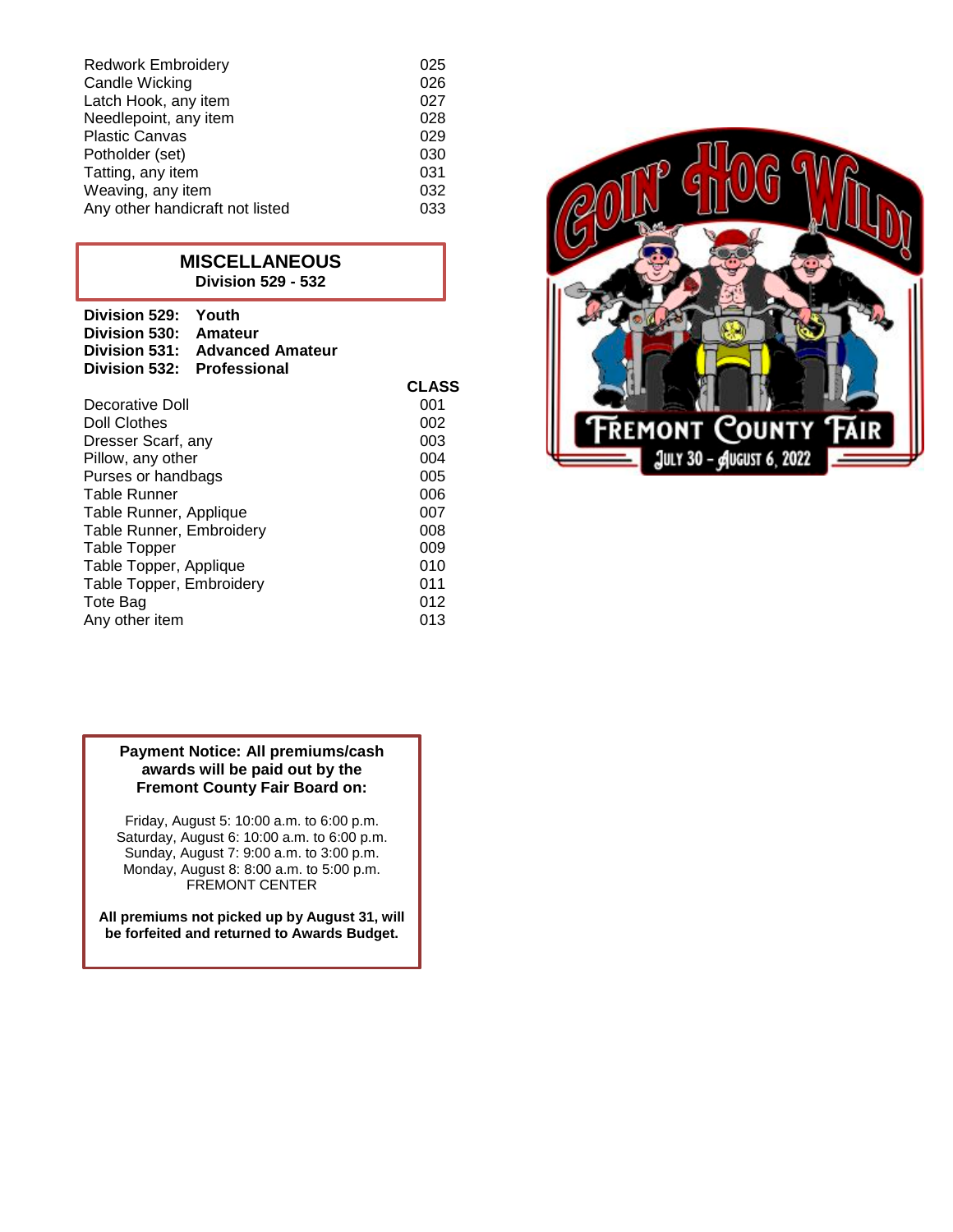| | |
|---|---|
| Redwork Embroidery | 025 |
| Candle Wicking | 026 |
| Latch Hook, any item | 027 |
| Needlepoint, any item | 028 |
| Plastic Canvas | 029 |
| Potholder (set) | 030 |
| Tatting, any item | 031 |
| Weaving, any item | 032 |
| Any other handicraft not listed | 033 |

## MISCELLANEOUS

**Division 529 - 532**

**Division 529: Youth**
**Division 530: Amateur**
**Division 531: Advanced Amateur**
**Division 532: Professional**

| | CLASS |
|---|---|
| Decorative Doll | 001 |
| Doll Clothes | 002 |
| Dresser Scarf, any | 003 |
| Pillow, any other | 004 |
| Purses or handbags | 005 |
| Table Runner | 006 |
| Table Runner, Applique | 007 |
| Table Runner, Embroidery | 008 |
| Table Topper | 009 |
| Table Topper, Applique | 010 |
| Table Topper, Embroidery | 011 |
| Tote Bag | 012 |
| Any other item | 013 |

**Payment Notice: All premiums/cash awards will be paid out by the Fremont County Fair Board on:**

Friday, August 5: 10:00 a.m. to 6:00 p.m.
Saturday, August 6: 10:00 a.m. to 6:00 p.m.
Sunday, August 7: 9:00 a.m. to 3:00 p.m.
Monday, August 8: 8:00 a.m. to 5:00 p.m.
FREMONT CENTER

**All premiums not picked up by August 31, will be forfeited and returned to Awards Budget.**

GOIN' HOG WILD!

FREMONT COUNTY FAIR

JULY 30 - AUGUST 6, 2022